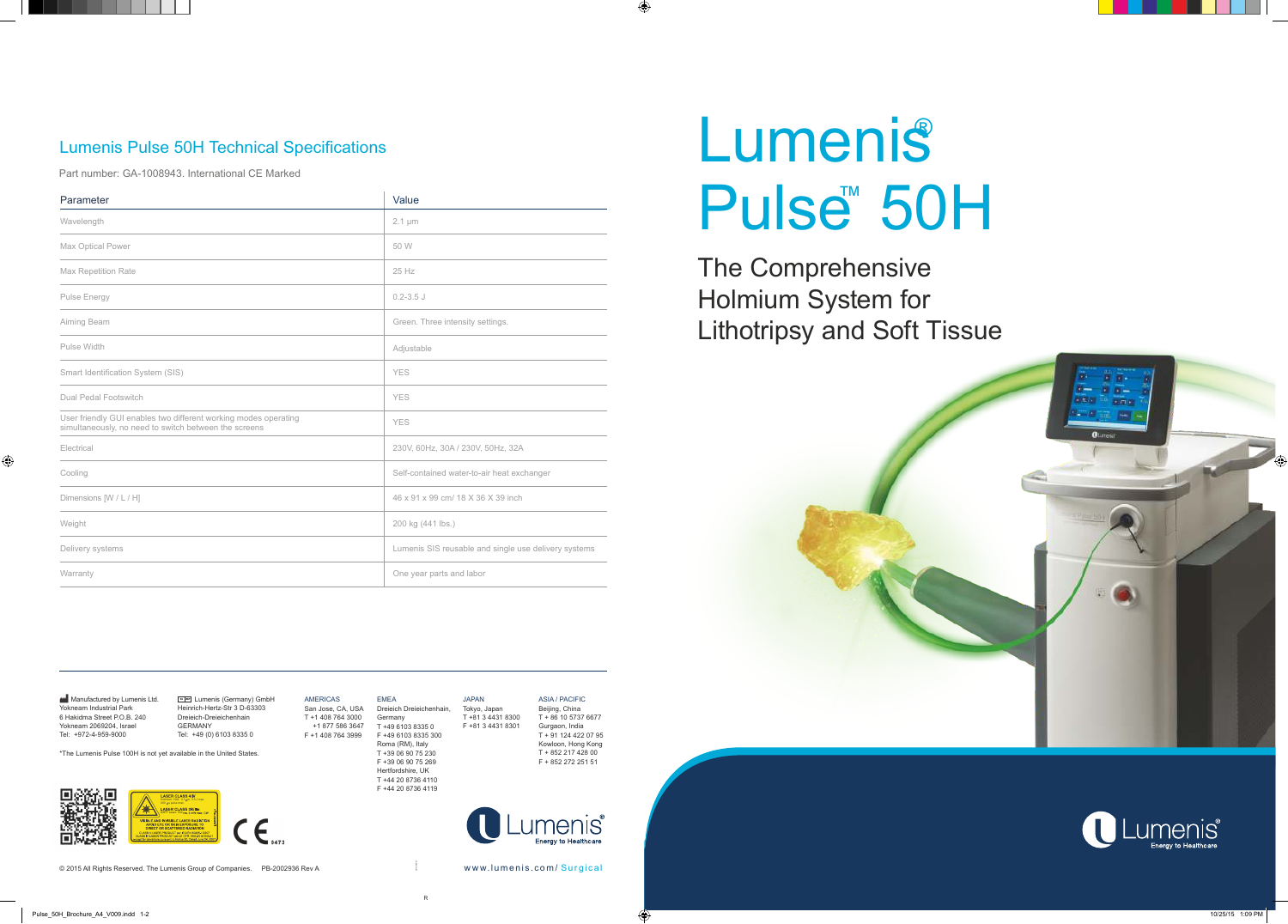# Lumenis® Pulse™ 50H

## The Comprehensive Holmium System for Lithotripsy and Soft Tissue

## Lumenis Pulse 50H Technical Specifications

Part number: GA-1008943. International CE Marked

| Parameter | Value |
| --- | --- |
| Wavelength | 2.1 µm |
| Max Optical Power | 50 W |
| Max Repetition Rate | 25 Hz |
| Pulse Energy | 0.2-3.5 J |
| Aiming Beam | Green. Three intensity settings. |
| Pulse Width | Adjustable |
| Smart Identification System (SIS) | YES |
| Dual Pedal Footswitch | YES |
| User friendly GUI enables two different working modes operating simultaneously, no need to switch between the screens | YES |
| Electrical | 230V, 60Hz, 30A / 230V, 50Hz, 32A |
| Cooling | Self-contained water-to-air heat exchanger |
| Dimensions [W / L / H] | 46 x 91 x 99 cm/ 18 X 36 X 39 inch |
| Weight | 200 kg (441 lbs.) |
| Delivery systems | Lumenis SIS reusable and single use delivery systems |
| Warranty | One year parts and labor |

Manufactured by Lumenis Ltd.
Yokneam Industrial Park
6 Hakidma Street P.O.B. 240
Yokneam 2069204, Israel
Tel: +972-4-959-9000

Lumenis (Germany) GmbH
Heinrich-Hertz-Str 3 D-63303
Dreieich-Dreieichenhain
GERMANY
Tel: +49 (0) 6103 8335 0

AMERICAS
San Jose, CA, USA
T +1 408 764 3000
+1 877 586 3647
F +1 408 764 3999

EMEA
Dreieich Dreieichenhain, Germany
T +49 6103 8335 0
F +49 6103 8335 300
Roma (RM), Italy
T +39 06 90 75 230
F +39 06 90 75 269
Hertfordshire, UK
T +44 20 8736 4110
F +44 20 8736 4119

JAPAN
Tokyo, Japan
T +81 3 4431 8300
F +81 3 4431 8301

ASIA / PACIFIC
Beijing, China
T + 86 10 5737 6677
Gurgaon, India
T + 91 124 422 07 95
Kowloon, Hong Kong
T + 852 217 428 00
F + 852 272 251 51

*The Lumenis Pulse 100H is not yet available in the United States.

Lumenis® Energy to Healthcare

www.lumenis.com/Surgical

© 2015 All Rights Reserved. The Lumenis Group of Companies. PB-2002936 Rev A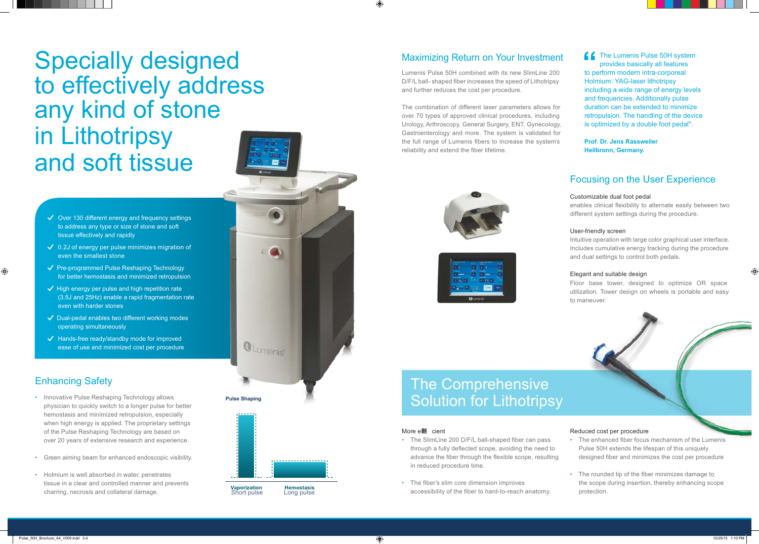# Specially designed to effectively address any kind of stone in Lithotripsy and soft tissue

- ✓ Over 130 different energy and frequency settings to address any type or size of stone and soft tissue effectively and rapidly
- ✓ 0.2J of energy per pulse minimizes migration of even the smallest stone
- ✓ Pre-programmed Pulse Reshaping Technology for better hemostasis and minimized retropulsion
- ✓ High energy per pulse and high repetition rate (3.5J and 25Hz) enable a rapid fragmentation rate even with harder stones
- ✓ Dual-pedal enables two different working modes operating simultaneously
- ✓ Hands-free ready/standby mode for improved ease of use and minimized cost per procedure

## Enhancing Safety

- Innovative Pulse Reshaping Technology allows physician to quickly switch to a longer pulse for better hemostasis and minimized retropulsion, especially when high energy is applied. The proprietary settings of the Pulse Reshaping Technology are based on over 20 years of extensive research and experience.
- Green aiming beam for enhanced endoscopic visibility.
- Holmium is well absorbed in water, penetrates tissue in a clear and controlled manner and prevents charring, necrosis and collateral damage.

**Pulse Shaping**

**Vaporization**
Short pulse

**Hemostasis**
Long pulse

## Maximizing Return on Your Investment

Lumenis Pulse 50H combined with its new SlimLine 200 D/F/L ball- shaped fiber increases the speed of Lithotripsy and further reduces the cost per procedure.

The combination of different laser parameters allows for over 70 types of approved clinical procedures, including Urology, Arthroscopy, General Surgery, ENT, Gynecology, Gastroenterology and more. The system is validated for the full range of Lumenis fibers to increase the system's reliability and extend the fiber lifetime.

> "The Lumenis Pulse 50H system provides basically all features to perform modern intra-corporeal Holmium: YAG-laser lithotripsy including a wide range of energy levels and frequencies. Additionally pulse duration can be extended to minimize retropulsion. The handling of the device is optimized by a double foot pedal".
>
> **Prof. Dr. Jens Rassweiler**
> **Heilbronn, Germany.**

## Focusing on the User Experience

Customizable dual foot pedal
enables clinical flexibility to alternate easily between two different system settings during the procedure.

User-friendly screen
Intuitive operation with large color graphical user interface. Includes cumulative energy tracking during the procedure and dual settings to control both pedals.

Elegant and suitable design
Floor base tower, designed to optimize OR space utilization. Tower design on wheels is portable and easy to maneuver.

## The Comprehensive Solution for Lithotripsy

More efficient

- The SlimLine 200 D/F/L ball-shaped fiber can pass through a fully deflected scope, avoiding the need to advance the fiber through the flexible scope, resulting in reduced procedure time.
- The fiber's slim core dimension improves accessibility of the fiber to hard-to-reach anatomy.

Reduced cost per procedure

- The enhanced fiber focus mechanism of the Lumenis Pulse 50H extends the lifespan of this uniquely designed fiber and minimizes the cost per procedure
- The rounded tip of the fiber minimizes damage to the scope during insertion, thereby enhancing scope protection.